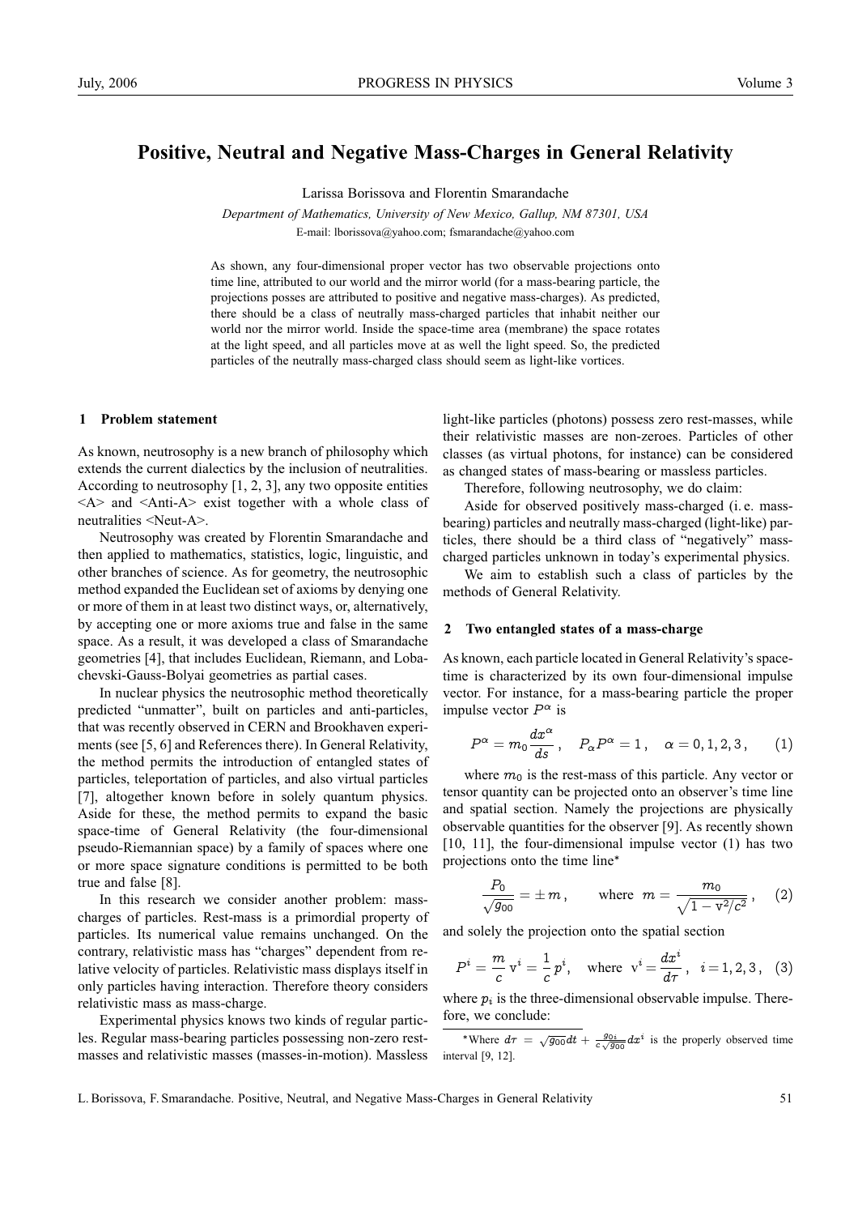# Positive, Neutral and Negative Mass-Charges in General Relativity

Larissa Borissova and Florentin Smarandache

*Department of Mathematics, University of New Mexico, Gallup, NM 87301, USA*

E-mail: lborissova@yahoo.com; fsmarandache@yahoo.com

As shown, any four-dimensional proper vector has two observable projections onto time line, attributed to our world and the mirror world (for a mass-bearing particle, the projections posses are attributed to positive and negative mass-charges). As predicted, there should be a class of neutrally mass-charged particles that inhabit neither our world nor the mirror world. Inside the space-time area (membrane) the space rotates at the light speed, and all particles move at as well the light speed. So, the predicted particles of the neutrally mass-charged class should seem as light-like vortices.

## 1 Problem statement

As known, neutrosophy is a new branch of philosophy which extends the current dialectics by the inclusion of neutralities. According to neutrosophy [1, 2, 3], any two opposite entities <A> and <Anti-A> exist together with a whole class of neutralities <Neut-A>.

Neutrosophy was created by Florentin Smarandache and then applied to mathematics, statistics, logic, linguistic, and other branches of science. As for geometry, the neutrosophic method expanded the Euclidean set of axioms by denying one or more of them in at least two distinct ways, or, alternatively, by accepting one or more axioms true and false in the same space. As a result, it was developed a class of Smarandache geometries [4], that includes Euclidean, Riemann, and Lobachevski-Gauss-Bolyai geometries as partial cases.

In nuclear physics the neutrosophic method theoretically predicted "unmatter", built on particles and anti-particles, that was recently observed in CERN and Brookhaven experiments (see [5, 6] and References there). In General Relativity, the method permits the introduction of entangled states of particles, teleportation of particles, and also virtual particles [7], altogether known before in solely quantum physics. Aside for these, the method permits to expand the basic space-time of General Relativity (the four-dimensional pseudo-Riemannian space) by a family of spaces where one or more space signature conditions is permitted to be both true and false [8].

In this research we consider another problem: mass-charges of particles. Rest-mass is a primordial property of particles. Its numerical value remains unchanged. On the contrary, relativistic mass has "charges" dependent from relative velocity of particles. Relativistic mass displays itself in only particles having interaction. Therefore theory considers relativistic mass as mass-charge.

Experimental physics knows two kinds of regular particles. Regular mass-bearing particles possessing non-zero rest-masses and relativistic masses (masses-in-motion). Massless light-like particles (photons) possess zero rest-masses, while their relativistic masses are non-zeroes. Particles of other classes (as virtual photons, for instance) can be considered as changed states of mass-bearing or massless particles.

Therefore, following neutrosophy, we do claim:

Aside for observed positively mass-charged (i. e. mass-bearing) particles and neutrally mass-charged (light-like) particles, there should be a third class of "negatively" mass-charged particles unknown in today's experimental physics.

We aim to establish such a class of particles by the methods of General Relativity.

## 2 Two entangled states of a mass-charge

As known, each particle located in General Relativity's space-time is characterized by its own four-dimensional impulse vector. For instance, for a mass-bearing particle the proper impulse vector $P^{\alpha}$ is

$$P^{\alpha} = m_0 \frac{dx^{\alpha}}{ds}\,, \quad P_{\alpha}P^{\alpha} = 1\,, \quad \alpha = 0, 1, 2, 3\,, \tag{1}$$

where $m_0$ is the rest-mass of this particle. Any vector or tensor quantity can be projected onto an observer's time line and spatial section. Namely the projections are physically observable quantities for the observer [9]. As recently shown [10, 11], the four-dimensional impulse vector (1) has two projections onto the time line*

$$\frac{P_0}{\sqrt{g_{00}}} = \pm\, m\,, \qquad \text{where} \;\; m = \frac{m_0}{\sqrt{1 - \mathrm{v}^2/c^2}}\,, \tag{2}$$

and solely the projection onto the spatial section

$$P^i = \frac{m}{c}\,\mathrm{v}^i = \frac{1}{c}\,p^i, \quad \text{where} \;\; \mathrm{v}^i = \frac{dx^i}{d\tau}\,, \quad i = 1, 2, 3\,, \tag{3}$$

where $p_i$ is the three-dimensional observable impulse. Therefore, we conclude:

---

*Where $d\tau = \sqrt{g_{00}}\,dt + \frac{g_{0i}}{c\sqrt{g_{00}}}\,dx^i$ is the properly observed time interval [9, 12].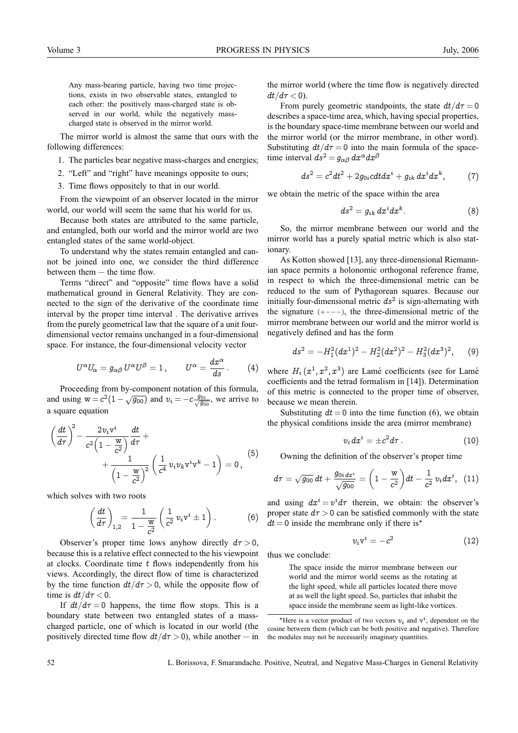> Any mass-bearing particle, having two time projections, exists in two observable states, entangled to each other: the positively mass-charged state is observed in our world, while the negatively mass-charged state is observed in the mirror world.

The mirror world is almost the same that ours with the following differences:

1. The particles bear negative mass-charges and energies;
2. "Left" and "right" have meanings opposite to ours;
3. Time flows oppositely to that in our world.

From the viewpoint of an observer located in the mirror world, our world will seem the same that his world for us.

Because both states are attributed to the same particle, and entangled, both our world and the mirror world are two entangled states of the same world-object.

To understand why the states remain entangled and cannot be joined into one, we consider the third difference between them — the time flow.

Terms "direct" and "opposite" time flows have a solid mathematical ground in General Relativity. They are connected to the sign of the derivative of the coordinate time interval by the proper time interval . The derivative arrives from the purely geometrical law that the square of a unit four-dimensional vector remains unchanged in a four-dimensional space. For instance, the four-dimensional velocity vector

$$U^{\alpha}U_{\alpha} = g_{\alpha\beta}\,U^{\alpha}U^{\beta} = 1\,, \qquad U^{\alpha} = \frac{dx^{\alpha}}{ds}\,. \tag{4}$$

Proceeding from by-component notation of this formula, and using $\mathrm{w} = c^2(1-\sqrt{g_{00}})$ and $v_i = -c\frac{g_{0i}}{\sqrt{g_{00}}}$, we arrive to a square equation

$$\left(\frac{dt}{d\tau}\right)^2 - \frac{2v_i\mathrm{v}^i}{c^2\left(1-\frac{\mathrm{w}}{c^2}\right)}\frac{dt}{d\tau} + \frac{1}{\left(1-\frac{\mathrm{w}}{c^2}\right)^2}\left(\frac{1}{c^4}\,v_i v_k \mathrm{v}^i\mathrm{v}^k - 1\right) = 0\,, \tag{5}$$

which solves with two roots

$$\left(\frac{dt}{d\tau}\right)_{1,2} = \frac{1}{1-\frac{\mathrm{w}}{c^2}}\left(\frac{1}{c^2}\,v_i\mathrm{v}^i \pm 1\right). \tag{6}$$

Observer's proper time lows anyhow directly $d\tau > 0$, because this is a relative effect connected to the his viewpoint at clocks. Coordinate time $t$ flows independently from his views. Accordingly, the direct flow of time is characterized by the time function $dt/d\tau > 0$, while the opposite flow of time is $dt/d\tau < 0$.

If $dt/d\tau = 0$ happens, the time flow stops. This is a boundary state between two entangled states of a mass-charged particle, one of which is located in our world (the positively directed time flow $dt/d\tau > 0$), while another — in the mirror world (where the time flow is negatively directed $dt/d\tau < 0$).

From purely geometric standpoints, the state $dt/d\tau = 0$ describes a space-time area, which, having special properties, is the boundary space-time membrane between our world and the mirror world (or the mirror membrane, in other word). Substituting $dt/d\tau = 0$ into the main formula of the space-time interval $ds^2 = g_{\alpha\beta}\,dx^{\alpha}dx^{\beta}$

$$ds^2 = c^2dt^2 + 2g_{0i}cdtdx^i + g_{ik}\,dx^idx^k, \tag{7}$$

we obtain the metric of the space within the area

$$ds^2 = g_{ik}\,dx^idx^k. \tag{8}$$

So, the mirror membrane between our world and the mirror world has a purely spatial metric which is also stationary.

As Kotton showed [13], any three-dimensional Riemannian space permits a holonomic orthogonal reference frame, in respect to which the three-dimensional metric can be reduced to the sum of Pythagorean squares. Because our initially four-dimensional metric $ds^2$ is sign-alternating with the signature $(+---)$, the three-dimensional metric of the mirror membrane between our world and the mirror world is negatively defined and has the form

$$ds^2 = -H_1^2(dx^1)^2 - H_2^2(dx^2)^2 - H_3^2(dx^3)^2, \tag{9}$$

where $H_i\,(x^1, x^2, x^3)$ are Lamé coefficients (see for Lamé coefficients and the tetrad formalism in [14]). Determination of this metric is connected to the proper time of observer, because we mean therein.

Substituting $dt = 0$ into the time function (6), we obtain the physical conditions inside the area (mirror membrane)

$$v_i\,dx^i = \pm c^2 d\tau\,. \tag{10}$$

Owning the definition of the observer's proper time

$$d\tau = \sqrt{g_{00}}\,dt + \frac{g_{0i\,dx^i}}{\sqrt{g_{00}}} = \left(1-\frac{\mathrm{w}}{c^2}\right)dt - \frac{1}{c^2}\,v_i dx^i, \tag{11}$$

and using $dx^i = \mathrm{v}^i d\tau$ therein, we obtain: the observer's proper state $d\tau > 0$ can be satisfied commonly with the state $dt = 0$ inside the membrane only if there is*

$$v_i\mathrm{v}^i = -c^2 \tag{12}$$

thus we conclude:

> The space inside the mirror membrane between our world and the mirror world seems as the rotating at the light speed, while all particles located there move at as well the light speed. So, particles that inhabit the space inside the mirror membrane seem as light-like vortices.

*Here is a vector product of two vectors $v_i$ and $\mathrm{v}^i$, dependent on the cosine between them (which can be both positive and negative). Therefore the modules may not be necessarily imaginary quantities.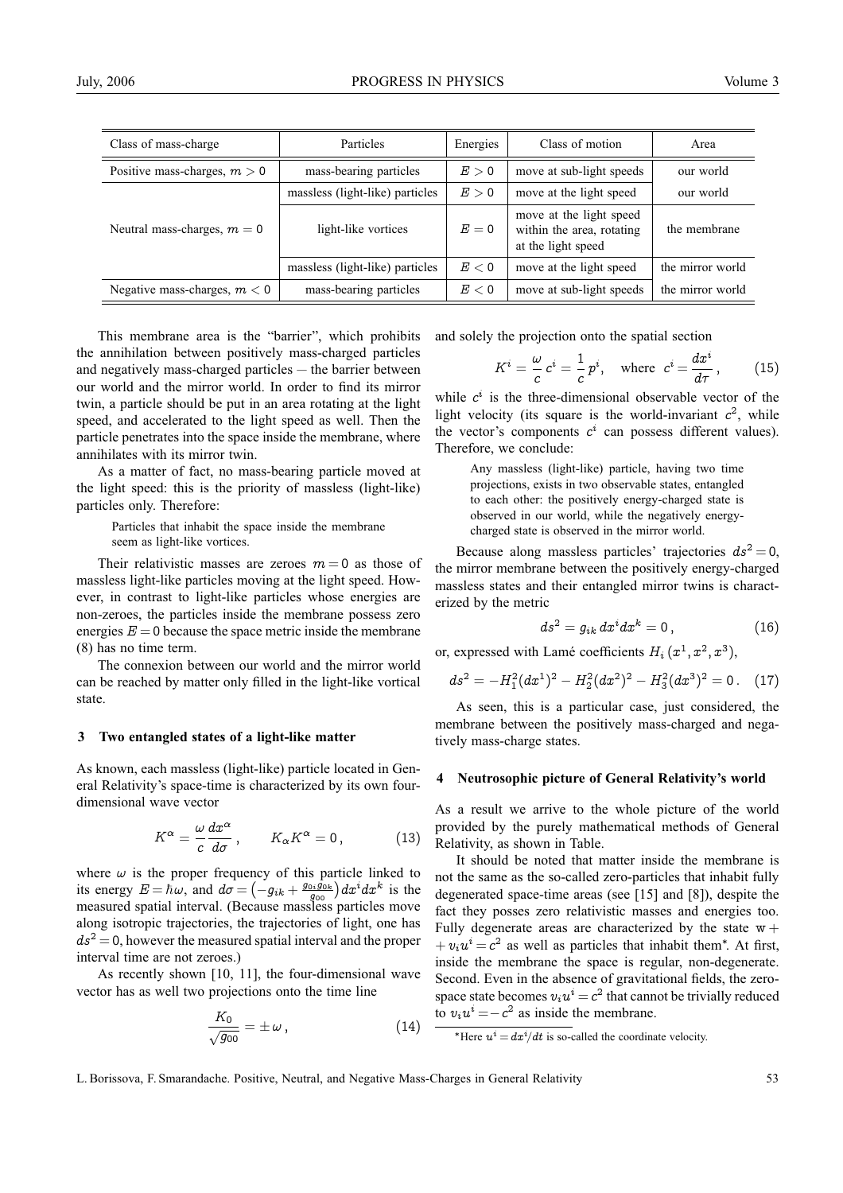| Class of mass-charge | Particles | Energies | Class of motion | Area |
|---|---|---|---|---|
| Positive mass-charges, $m > 0$ | mass-bearing particles | $E > 0$ | move at sub-light speeds | our world |
| Neutral mass-charges, $m = 0$ | massless (light-like) particles | $E > 0$ | move at the light speed | our world |
| | light-like vortices | $E = 0$ | move at the light speed within the area, rotating at the light speed | the membrane |
| | massless (light-like) particles | $E < 0$ | move at the light speed | the mirror world |
| Negative mass-charges, $m < 0$ | mass-bearing particles | $E < 0$ | move at sub-light speeds | the mirror world |

This membrane area is the "barrier", which prohibits the annihilation between positively mass-charged particles and negatively mass-charged particles — the barrier between our world and the mirror world. In order to find its mirror twin, a particle should be put in an area rotating at the light speed, and accelerated to the light speed as well. Then the particle penetrates into the space inside the membrane, where annihilates with its mirror twin.

As a matter of fact, no mass-bearing particle moved at the light speed: this is the priority of massless (light-like) particles only. Therefore:

> Particles that inhabit the space inside the membrane seem as light-like vortices.

Their relativistic masses are zeroes $m = 0$ as those of massless light-like particles moving at the light speed. However, in contrast to light-like particles whose energies are non-zeroes, the particles inside the membrane possess zero energies $E = 0$ because the space metric inside the membrane (8) has no time term.

The connexion between our world and the mirror world can be reached by matter only filled in the light-like vortical state.

## 3 Two entangled states of a light-like matter

As known, each massless (light-like) particle located in General Relativity's space-time is characterized by its own four-dimensional wave vector

$$K^{\alpha} = \frac{\omega}{c}\frac{dx^{\alpha}}{d\sigma}, \qquad K_{\alpha}K^{\alpha} = 0, \tag{13}$$

where $\omega$ is the proper frequency of this particle linked to its energy $E = \hbar\omega$, and $d\sigma = \left(-g_{ik} + \frac{g_{0i}g_{0k}}{g_{00}}\right)dx^i dx^k$ is the measured spatial interval. (Because massless particles move along isotropic trajectories, the trajectories of light, one has $ds^2 = 0$, however the measured spatial interval and the proper interval time are not zeroes.)

As recently shown [10, 11], the four-dimensional wave vector has as well two projections onto the time line

$$\frac{K_0}{\sqrt{g_{00}}} = \pm\,\omega\,, \tag{14}$$

and solely the projection onto the spatial section

$$K^i = \frac{\omega}{c}\,c^i = \frac{1}{c}\,p^i, \quad \text{where} \quad c^i = \frac{dx^i}{d\tau}\,, \tag{15}$$

while $c^i$ is the three-dimensional observable vector of the light velocity (its square is the world-invariant $c^2$, while the vector's components $c^i$ can possess different values). Therefore, we conclude:

> Any massless (light-like) particle, having two time projections, exists in two observable states, entangled to each other: the positively energy-charged state is observed in our world, while the negatively energy-charged state is observed in the mirror world.

Because along massless particles' trajectories $ds^2 = 0$, the mirror membrane between the positively energy-charged massless states and their entangled mirror twins is characterized by the metric

$$ds^2 = g_{ik}\,dx^i dx^k = 0\,, \tag{16}$$

or, expressed with Lamé coefficients $H_i\,(x^1, x^2, x^3)$,

$$ds^2 = -H_1^2(dx^1)^2 - H_2^2(dx^2)^2 - H_3^2(dx^3)^2 = 0\,. \tag{17}$$

As seen, this is a particular case, just considered, the membrane between the positively mass-charged and negatively mass-charge states.

## 4 Neutrosophic picture of General Relativity's world

As a result we arrive to the whole picture of the world provided by the purely mathematical methods of General Relativity, as shown in Table.

It should be noted that matter inside the membrane is not the same as the so-called zero-particles that inhabit fully degenerated space-time areas (see [15] and [8]), despite the fact they posses zero relativistic masses and energies too. Fully degenerate areas are characterized by the state $\mathrm{w} + v_i u^i = c^2$ as well as particles that inhabit them*. At first, inside the membrane the space is regular, non-degenerate. Second. Even in the absence of gravitational fields, the zero-space state becomes $v_i u^i = c^2$ that cannot be trivially reduced to $v_i u^i = -c^2$ as inside the membrane.

*Here $u^i = dx^i/dt$ is so-called the coordinate velocity.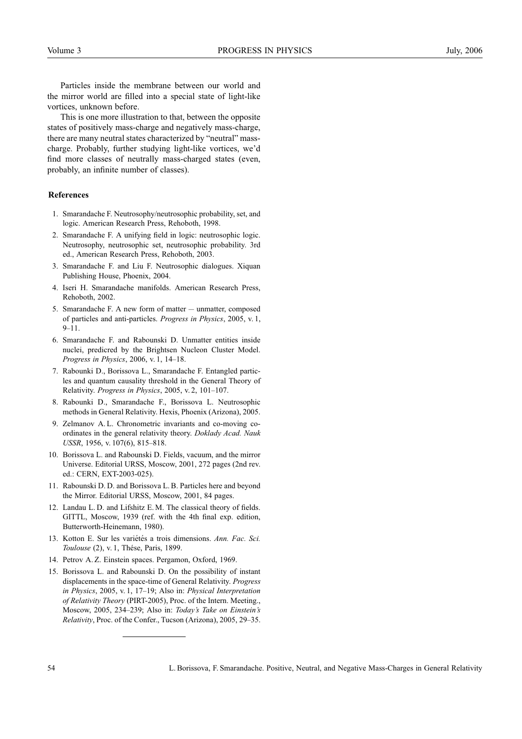Particles inside the membrane between our world and the mirror world are filled into a special state of light-like vortices, unknown before.

This is one more illustration to that, between the opposite states of positively mass-charge and negatively mass-charge, there are many neutral states characterized by "neutral" mass-charge. Probably, further studying light-like vortices, we'd find more classes of neutrally mass-charged states (even, probably, an infinite number of classes).

## References

1. Smarandache F. Neutrosophy/neutrosophic probability, set, and logic. American Research Press, Rehoboth, 1998.
2. Smarandache F. A unifying field in logic: neutrosophic logic. Neutrosophy, neutrosophic set, neutrosophic probability. 3rd ed., American Research Press, Rehoboth, 2003.
3. Smarandache F. and Liu F. Neutrosophic dialogues. Xiquan Publishing House, Phoenix, 2004.
4. Iseri H. Smarandache manifolds. American Research Press, Rehoboth, 2002.
5. Smarandache F. A new form of matter — unmatter, composed of particles and anti-particles. *Progress in Physics*, 2005, v. 1, 9–11.
6. Smarandache F. and Rabounski D. Unmatter entities inside nuclei, predicred by the Brightsen Nucleon Cluster Model. *Progress in Physics*, 2006, v. 1, 14–18.
7. Rabounki D., Borissova L., Smarandache F. Entangled particles and quantum causality threshold in the General Theory of Relativity. *Progress in Physics*, 2005, v. 2, 101–107.
8. Rabounki D., Smarandache F., Borissova L. Neutrosophic methods in General Relativity. Hexis, Phoenix (Arizona), 2005.
9. Zelmanov A. L. Chronometric invariants and co-moving coordinates in the general relativity theory. *Doklady Acad. Nauk USSR*, 1956, v. 107(6), 815–818.
10. Borissova L. and Rabounski D. Fields, vacuum, and the mirror Universe. Editorial URSS, Moscow, 2001, 272 pages (2nd rev. ed.: CERN, EXT-2003-025).
11. Rabounski D. D. and Borissova L. B. Particles here and beyond the Mirror. Editorial URSS, Moscow, 2001, 84 pages.
12. Landau L. D. and Lifshitz E. M. The classical theory of fields. GITTL, Moscow, 1939 (ref. with the 4th final exp. edition, Butterworth-Heinemann, 1980).
13. Kotton E. Sur les variétés a trois dimensions. *Ann. Fac. Sci. Toulouse* (2), v. 1, Thése, Paris, 1899.
14. Petrov A. Z. Einstein spaces. Pergamon, Oxford, 1969.
15. Borissova L. and Rabounski D. On the possibility of instant displacements in the space-time of General Relativity. *Progress in Physics*, 2005, v. 1, 17–19; Also in: *Physical Interpretation of Relativity Theory* (PIRT-2005), Proc. of the Intern. Meeting., Moscow, 2005, 234–239; Also in: *Today's Take on Einstein's Relativity*, Proc. of the Confer., Tucson (Arizona), 2005, 29–35.